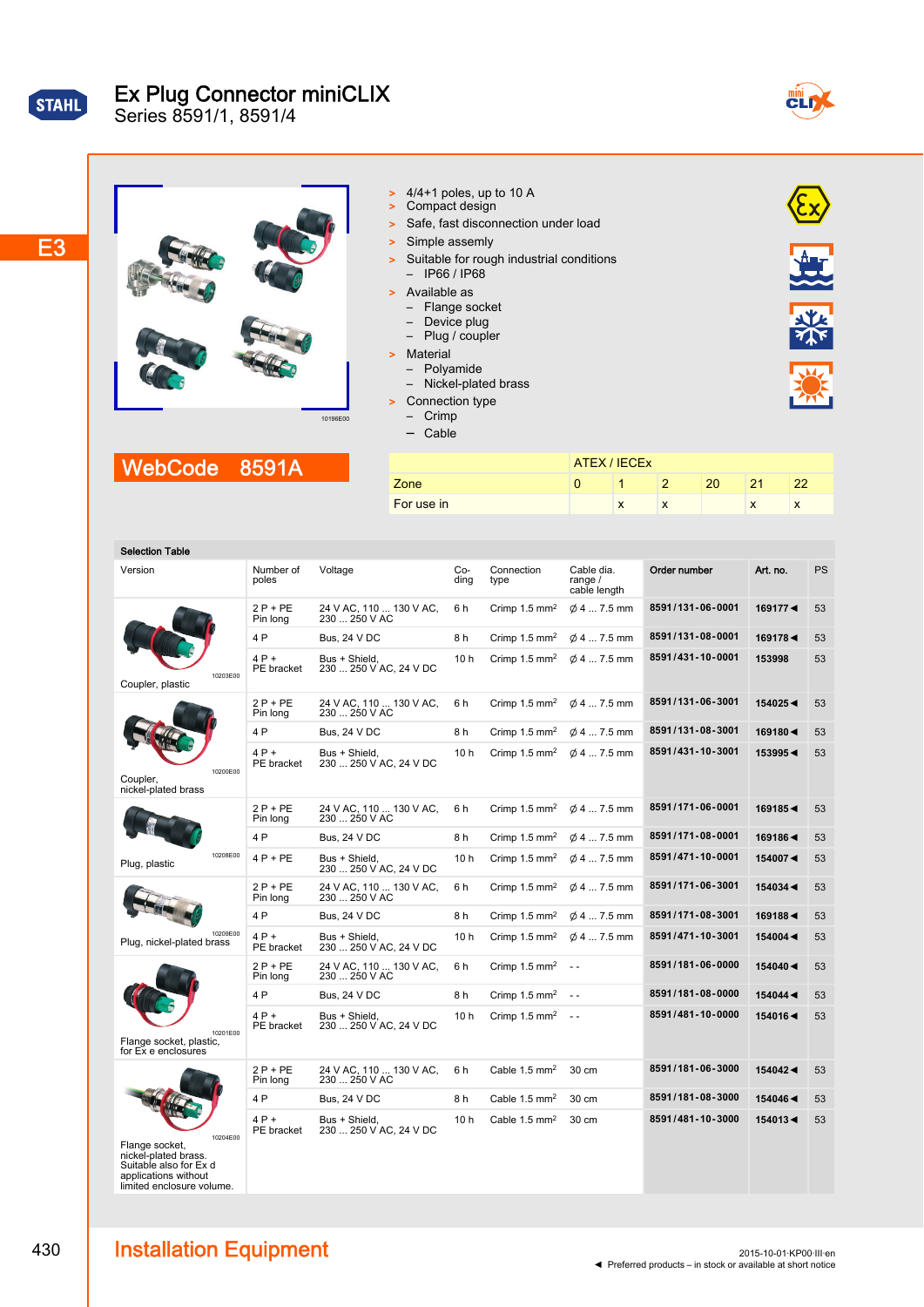# Ex Plug Connector miniCLIX

Series 8591/1, 8591/4

E3

- 4/4+1 poles, up to 10 A
- Compact design
- Safe, fast disconnection under load
- Simple assembly
- Suitable for rough industrial conditions
  - IP66 / IP68
- Available as
  - Flange socket
  - Device plug
  - Plug / coupler
- Material
  - Polyamide
  - Nickel-plated brass
- Connection type
  - Crimp
  - Cable

10196E00

**WebCode 8591A**

| | ATEX / IECEx | | | | | |
|---|---|---|---|---|---|---|
| Zone | 0 | 1 | 2 | 20 | 21 | 22 |
| For use in | | x | x | | x | x |

**Selection Table**

| Version | Number of poles | Voltage | Coding | Connection type | Cable dia. range / cable length | Order number | Art. no. | PS |
|---|---|---|---|---|---|---|---|---|
| Coupler, plastic (10203E00) | 2 P + PE Pin long | 24 V AC, 110 ... 130 V AC, 230 ... 250 V AC | 6 h | Crimp 1.5 mm² | ∅ 4 ... 7.5 mm | 8591/131-06-0001 | 169177 ◄ | 53 |
| | 4 P | Bus, 24 V DC | 8 h | Crimp 1.5 mm² | ∅ 4 ... 7.5 mm | 8591/131-08-0001 | 169178 ◄ | 53 |
| | 4 P + PE bracket | Bus + Shield, 230 ... 250 V AC, 24 V DC | 10 h | Crimp 1.5 mm² | ∅ 4 ... 7.5 mm | 8591/431-10-0001 | 153998 | 53 |
| Coupler, nickel-plated brass (10200E00) | 2 P + PE Pin long | 24 V AC, 110 ... 130 V AC, 230 ... 250 V AC | 6 h | Crimp 1.5 mm² | ∅ 4 ... 7.5 mm | 8591/131-06-3001 | 154025 ◄ | 53 |
| | 4 P | Bus, 24 V DC | 8 h | Crimp 1.5 mm² | ∅ 4 ... 7.5 mm | 8591/131-08-3001 | 169180 ◄ | 53 |
| | 4 P + PE bracket | Bus + Shield, 230 ... 250 V AC, 24 V DC | 10 h | Crimp 1.5 mm² | ∅ 4 ... 7.5 mm | 8591/431-10-3001 | 153995 ◄ | 53 |
| Plug, plastic (10208E00) | 2 P + PE Pin long | 24 V AC, 110 ... 130 V AC, 230 ... 250 V AC | 6 h | Crimp 1.5 mm² | ∅ 4 ... 7.5 mm | 8591/171-06-0001 | 169185 ◄ | 53 |
| | 4 P | Bus, 24 V DC | 8 h | Crimp 1.5 mm² | ∅ 4 ... 7.5 mm | 8591/171-08-0001 | 169186 ◄ | 53 |
| | 4 P + PE | Bus + Shield, 230 ... 250 V AC, 24 V DC | 10 h | Crimp 1.5 mm² | ∅ 4 ... 7.5 mm | 8591/471-10-0001 | 154007 ◄ | 53 |
| Plug, nickel-plated brass (10209E00) | 2 P + PE Pin long | 24 V AC, 110 ... 130 V AC, 230 ... 250 V AC | 6 h | Crimp 1.5 mm² | ∅ 4 ... 7.5 mm | 8591/171-06-3001 | 154034 ◄ | 53 |
| | 4 P | Bus, 24 V DC | 8 h | Crimp 1.5 mm² | ∅ 4 ... 7.5 mm | 8591/171-08-3001 | 169188 ◄ | 53 |
| | 4 P + PE bracket | Bus + Shield, 230 ... 250 V AC, 24 V DC | 10 h | Crimp 1.5 mm² | ∅ 4 ... 7.5 mm | 8591/471-10-3001 | 154004 ◄ | 53 |
| Flange socket, plastic, for Ex e enclosures (10201E00) | 2 P + PE Pin long | 24 V AC, 110 ... 130 V AC, 230 ... 250 V AC | 6 h | Crimp 1.5 mm² | - - | 8591/181-06-0000 | 154040 ◄ | 53 |
| | 4 P | Bus, 24 V DC | 8 h | Crimp 1.5 mm² | - - | 8591/181-08-0000 | 154044 ◄ | 53 |
| | 4 P + PE bracket | Bus + Shield, 230 ... 250 V AC, 24 V DC | 10 h | Crimp 1.5 mm² | - - | 8591/481-10-0000 | 154016 ◄ | 53 |
| Flange socket, nickel-plated brass. Suitable also for Ex d applications without limited enclosure volume. (10204E00) | 2 P + PE Pin long | 24 V AC, 110 ... 130 V AC, 230 ... 250 V AC | 6 h | Cable 1.5 mm² | 30 cm | 8591/181-06-3000 | 154042 ◄ | 53 |
| | 4 P | Bus, 24 V DC | 8 h | Cable 1.5 mm² | 30 cm | 8591/181-08-3000 | 154046 ◄ | 53 |
| | 4 P + PE bracket | Bus + Shield, 230 ... 250 V AC, 24 V DC | 10 h | Cable 1.5 mm² | 30 cm | 8591/481-10-3000 | 154013 ◄ | 53 |

**Installation Equipment**

2015-10-01·KP00·III·en

◄ Preferred products – in stock or available at short notice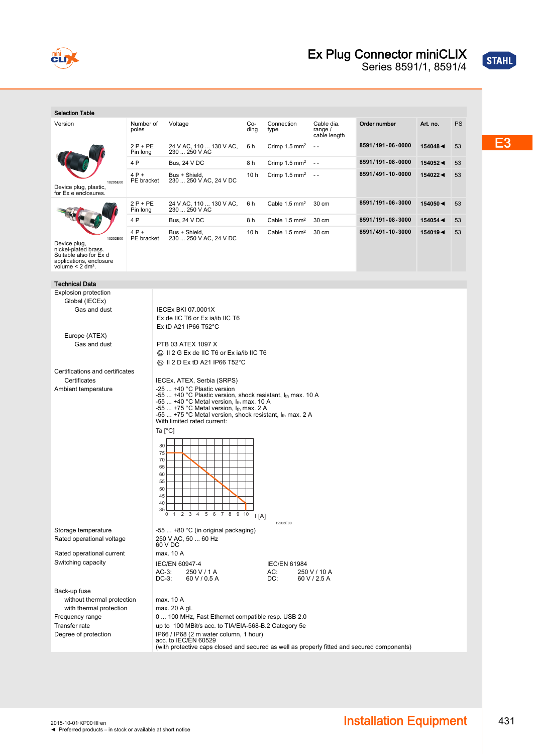# Ex Plug Connector miniCLIX

Series 8591/1, 8591/4

E3

## Selection Table

| Version | Number of poles | Voltage | Coding | Connection type | Cable dia. range / cable length | Order number | Art. no. | PS |
|---|---|---|---|---|---|---|---|---|
| Device plug, plastic, for Ex e enclosures. | 2 P + PE Pin long | 24 V AC, 110 ... 130 V AC, 230 ... 250 V AC | 6 h | Crimp 1.5 mm² | - - | **8591/191-06-0000** | **154048 ◄** | 53 |
| | 4 P | Bus, 24 V DC | 8 h | Crimp 1.5 mm² | - - | **8591/191-08-0000** | **154052 ◄** | 53 |
| | 4 P + PE bracket | Bus + Shield, 230 ... 250 V AC, 24 V DC | 10 h | Crimp 1.5 mm² | - - | **8591/491-10-0000** | **154022 ◄** | 53 |
| Device plug, nickel-plated brass. Suitable also for Ex d applications, enclosure volume < 2 dm³. | 2 P + PE Pin long | 24 V AC, 110 ... 130 V AC, 230 ... 250 V AC | 6 h | Cable 1.5 mm² | 30 cm | **8591/191-06-3000** | **154050 ◄** | 53 |
| | 4 P | Bus, 24 V DC | 8 h | Cable 1.5 mm² | 30 cm | **8591/191-08-3000** | **154054 ◄** | 53 |
| | 4 P + PE bracket | Bus + Shield, 230 ... 250 V AC, 24 V DC | 10 h | Cable 1.5 mm² | 30 cm | **8591/491-10-3000** | **154019 ◄** | 53 |

## Technical Data

| | |
|---|---|
| Explosion protection | |
| Global (IECEx) | |
| Gas and dust | IECEx BKI 07.0001X<br>Ex de IIC T6 or Ex ia/ib IIC T6<br>Ex tD A21 IP66 T52°C |
| Europe (ATEX) | |
| Gas and dust | PTB 03 ATEX 1097 X<br>Ⓔx II 2 G Ex de IIC T6 or Ex ia/ib IIC T6<br>Ⓔx II 2 D Ex tD A21 IP66 T52°C |
| Certifications and certificates | |
| Certificates | IECEx, ATEX, Serbia (SRPS) |
| Ambient temperature | -25 ... +40 °C Plastic version<br>-55 ... +40 °C Plastic version, shock resistant, $I_{th}$ max. 10 A<br>-55 ... +40 °C Metal version, $I_{th}$ max. 10 A<br>-55 ... +75 °C Metal version, $I_{th}$ max. 2 A<br>-55 ... +75 °C Metal version, shock resistant, $I_{th}$ max. 2 A<br>With limited rated current:<br>Ta [°C] / I [A] (diagram) |
| Storage temperature | -55 ... +80 °C (in original packaging) |
| Rated operational voltage | 250 V AC, 50 ... 60 Hz<br>60 V DC |
| Rated operational current | max. 10 A |
| Switching capacity | IEC/EN 60947-4: AC-3: 250 V / 1 A; DC-3: 60 V / 0.5 A<br>IEC/EN 61984: AC: 250 V / 10 A; DC: 60 V / 2.5 A |
| Back-up fuse | |
| without thermal protection | max. 10 A |
| with thermal protection | max. 20 A gL |
| Frequency range | 0 ... 100 MHz, Fast Ethernet compatible resp. USB 2.0 |
| Transfer rate | up to 100 MBit/s acc. to TIA/EIA-568-B.2 Category 5e |
| Degree of protection | IP66 / IP68 (2 m water column, 1 hour)<br>acc. to IEC/EN 60529<br>(with protective caps closed and secured as well as properly fitted and secured components) |

2015-10-01·KP00·III·en

◄ Preferred products – in stock or available at short notice

Installation Equipment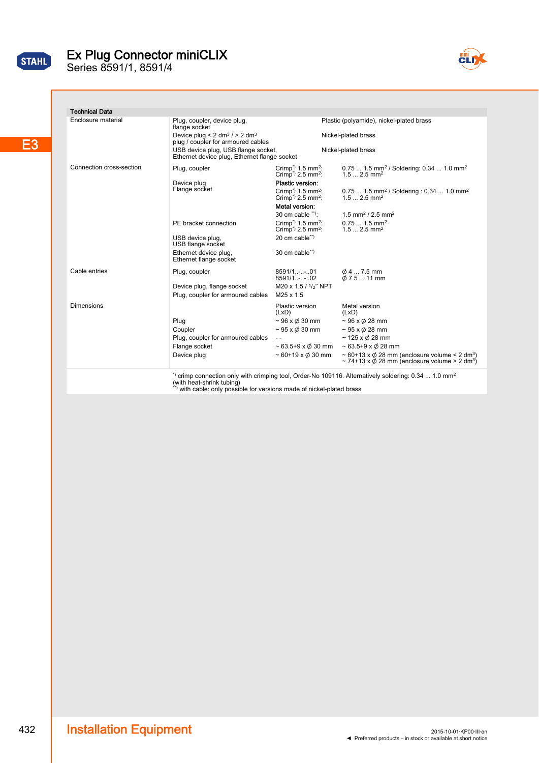# Ex Plug Connector miniCLIX
Series 8591/1, 8591/4

E3

| Technical Data | | | |
|---|---|---|---|
| Enclosure material | Plug, coupler, device plug, flange socket | | Plastic (polyamide), nickel-plated brass |
| | Device plug < 2 dm³ / > 2 dm³ plug / coupler for armoured cables | | Nickel-plated brass |
| | USB device plug, USB flange socket, Ethernet device plug, Ethernet flange socket | | Nickel-plated brass |
| Connection cross-section | Plug, coupler | Crimp*) 1.5 mm²:<br>Crimp*) 2.5 mm²: | 0.75 ... 1.5 mm² / Soldering: 0.34 ... 1.0 mm²<br>1.5 ... 2.5 mm² |
| | Device plug<br>Flange socket | **Plastic version:** | |
| | | Crimp*) 1.5 mm²:<br>Crimp*) 2.5 mm²: | 0.75 ... 1.5 mm² / Soldering : 0.34 ... 1.0 mm²<br>1.5 ... 2.5 mm² |
| | | **Metal version:** | |
| | | 30 cm cable **): | 1.5 mm² / 2.5 mm² |
| | PE bracket connection | Crimp*) 1.5 mm²:<br>Crimp*) 2.5 mm²: | 0.75 ... 1.5 mm²<br>1.5 ... 2.5 mm² |
| | USB device plug, USB flange socket | 20 cm cable**) | |
| | Ethernet device plug, Ethernet flange socket | 30 cm cable**) | |
| Cable entries | Plug, coupler | 8591/1..-..-..01<br>8591/1..-..-..02 | Ø 4 ... 7.5 mm<br>Ø 7.5 ... 11 mm |
| | Device plug, flange socket | M20 x 1.5 / 1/2" NPT | |
| | Plug, coupler for armoured cables | M25 x 1.5 | |
| Dimensions | | Plastic version (LxD) | Metal version (LxD) |
| | Plug | ~ 96 x Ø 30 mm | ~ 96 x Ø 28 mm |
| | Coupler | ~ 95 x Ø 30 mm | ~ 95 x Ø 28 mm |
| | Plug, coupler for armoured cables | - - | ~ 125 x Ø 28 mm |
| | Flange socket | ~ 63.5+9 x Ø 30 mm | ~ 63.5+9 x Ø 28 mm |
| | Device plug | ~ 60+19 x Ø 30 mm | ~ 60+13 x Ø 28 mm (enclosure volume < 2 dm³)<br>~ 74+13 x Ø 28 mm (enclosure volume > 2 dm³) |

*) crimp connection only with crimping tool, Order-No 109116. Alternatively soldering: 0.34 ... 1.0 mm² (with heat-shrink tubing)
**) with cable: only possible for versions made of nickel-plated brass

Installation Equipment

2015-10-01·KP00·III·en

◄ Preferred products – in stock or available at short notice